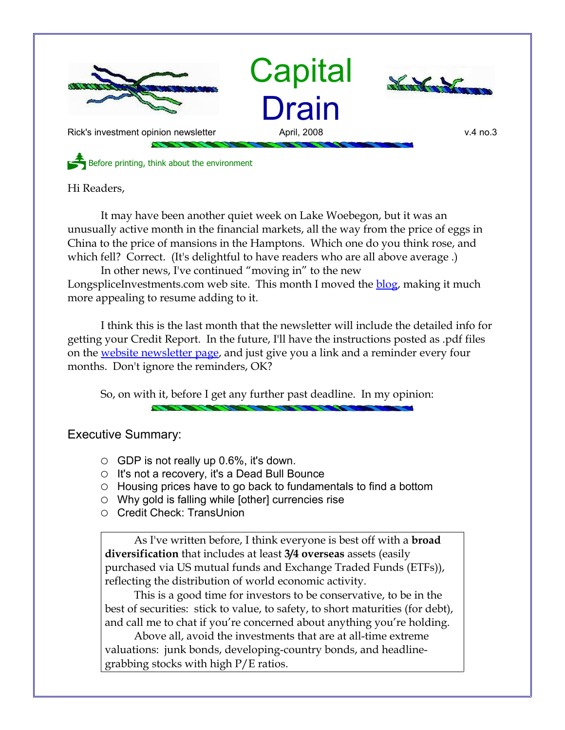# Capital Drain

Rick's investment opinion newsletter — April, 2008 — v.4 no.3

Before printing, think about the environment

Hi Readers,

It may have been another quiet week on Lake Woebegon, but it was an unusually active month in the financial markets, all the way from the price of eggs in China to the price of mansions in the Hamptons. Which one do you think rose, and which fell? Correct. (It's delightful to have readers who are all above average .)

In other news, I've continued "moving in" to the new LongspliceInvestments.com web site. This month I moved the blog, making it much more appealing to resume adding to it.

I think this is the last month that the newsletter will include the detailed info for getting your Credit Report. In the future, I'll have the instructions posted as .pdf files on the website newsletter page, and just give you a link and a reminder every four months. Don't ignore the reminders, OK?

So, on with it, before I get any further past deadline. In my opinion:

## Executive Summary:

- GDP is not really up 0.6%, it's down.
- It's not a recovery, it's a Dead Bull Bounce
- Housing prices have to go back to fundamentals to find a bottom
- Why gold is falling while [other] currencies rise
- Credit Check: TransUnion

As I've written before, I think everyone is best off with a **broad diversification** that includes at least **3/4 overseas** assets (easily purchased via US mutual funds and Exchange Traded Funds (ETFs)), reflecting the distribution of world economic activity.

This is a good time for investors to be conservative, to be in the best of securities: stick to value, to safety, to short maturities (for debt), and call me to chat if you're concerned about anything you're holding.

Above all, avoid the investments that are at all-time extreme valuations: junk bonds, developing-country bonds, and headline-grabbing stocks with high P/E ratios.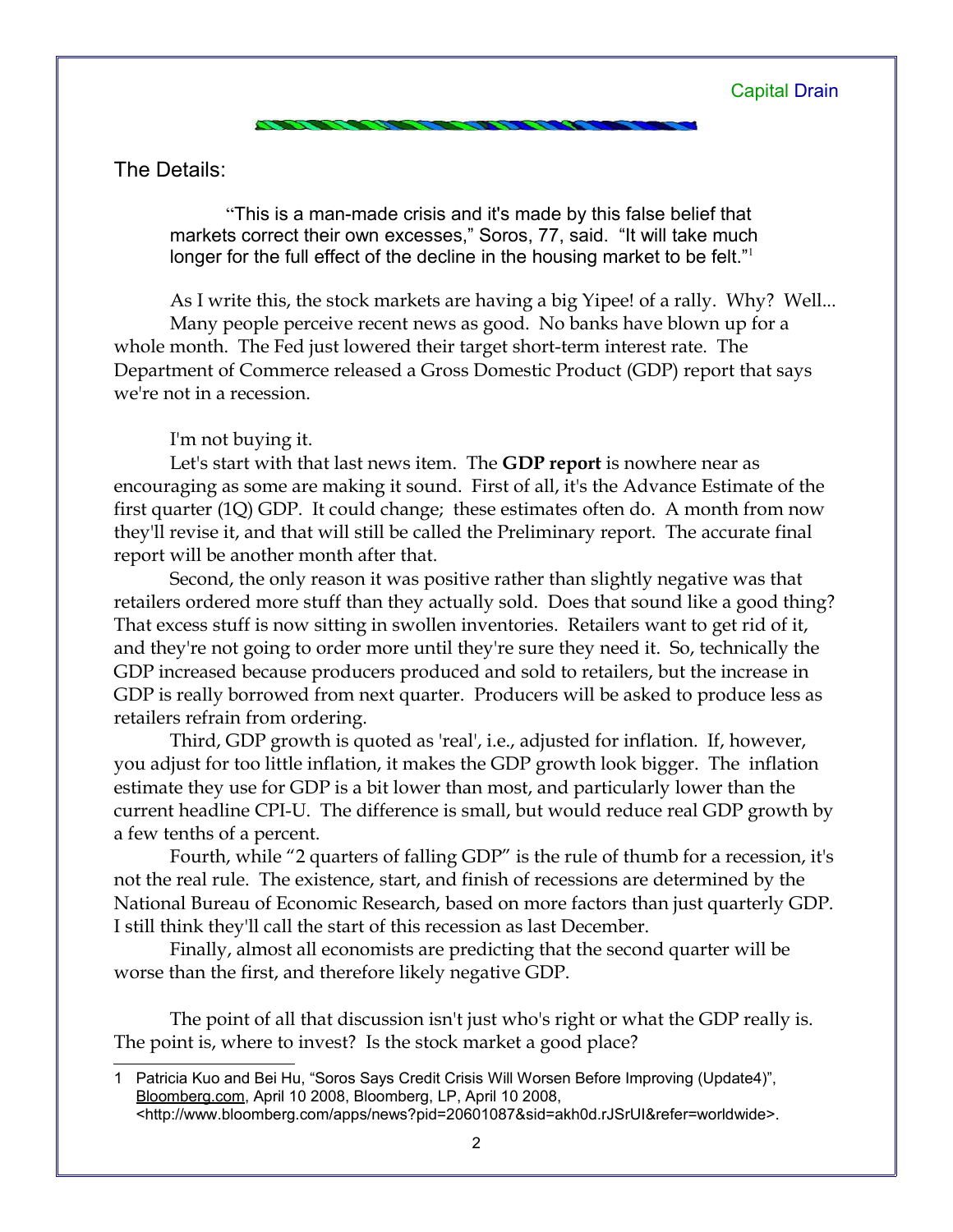## The Details:

> "This is a man-made crisis and it's made by this false belief that markets correct their own excesses," Soros, 77, said. "It will take much longer for the full effect of the decline in the housing market to be felt."[1]

As I write this, the stock markets are having a big Yipee! of a rally. Why? Well...

Many people perceive recent news as good. No banks have blown up for a whole month. The Fed just lowered their target short-term interest rate. The Department of Commerce released a Gross Domestic Product (GDP) report that says we're not in a recession.

I'm not buying it.

Let's start with that last news item. The **GDP report** is nowhere near as encouraging as some are making it sound. First of all, it's the Advance Estimate of the first quarter (1Q) GDP. It could change; these estimates often do. A month from now they'll revise it, and that will still be called the Preliminary report. The accurate final report will be another month after that.

Second, the only reason it was positive rather than slightly negative was that retailers ordered more stuff than they actually sold. Does that sound like a good thing? That excess stuff is now sitting in swollen inventories. Retailers want to get rid of it, and they're not going to order more until they're sure they need it. So, technically the GDP increased because producers produced and sold to retailers, but the increase in GDP is really borrowed from next quarter. Producers will be asked to produce less as retailers refrain from ordering.

Third, GDP growth is quoted as 'real', i.e., adjusted for inflation. If, however, you adjust for too little inflation, it makes the GDP growth look bigger. The inflation estimate they use for GDP is a bit lower than most, and particularly lower than the current headline CPI-U. The difference is small, but would reduce real GDP growth by a few tenths of a percent.

Fourth, while "2 quarters of falling GDP" is the rule of thumb for a recession, it's not the real rule. The existence, start, and finish of recessions are determined by the National Bureau of Economic Research, based on more factors than just quarterly GDP. I still think they'll call the start of this recession as last December.

Finally, almost all economists are predicting that the second quarter will be worse than the first, and therefore likely negative GDP.

The point of all that discussion isn't just who's right or what the GDP really is. The point is, where to invest? Is the stock market a good place?

---

1 Patricia Kuo and Bei Hu, "Soros Says Credit Crisis Will Worsen Before Improving (Update4)", Bloomberg.com, April 10 2008, Bloomberg, LP, April 10 2008, <http://www.bloomberg.com/apps/news?pid=20601087&sid=akh0d.rJSrUI&refer=worldwide>.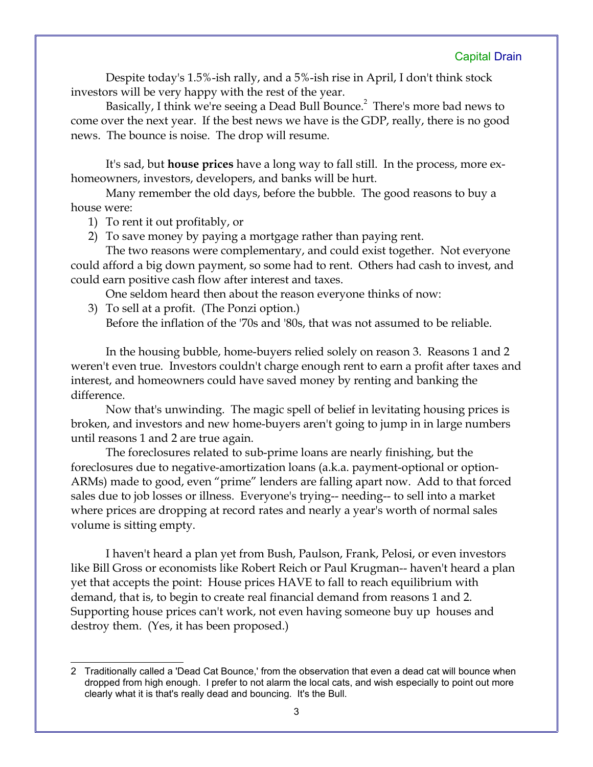Despite today's 1.5%-ish rally, and a 5%-ish rise in April, I don't think stock investors will be very happy with the rest of the year.

Basically, I think we're seeing a Dead Bull Bounce.[2] There's more bad news to come over the next year. If the best news we have is the GDP, really, there is no good news. The bounce is noise. The drop will resume.

It's sad, but **house prices** have a long way to fall still. In the process, more ex-homeowners, investors, developers, and banks will be hurt.

Many remember the old days, before the bubble. The good reasons to buy a house were:

1) To rent it out profitably, or
2) To save money by paying a mortgage rather than paying rent.

The two reasons were complementary, and could exist together. Not everyone could afford a big down payment, so some had to rent. Others had cash to invest, and could earn positive cash flow after interest and taxes.

One seldom heard then about the reason everyone thinks of now:

3) To sell at a profit. (The Ponzi option.)

Before the inflation of the '70s and '80s, that was not assumed to be reliable.

In the housing bubble, home-buyers relied solely on reason 3. Reasons 1 and 2 weren't even true. Investors couldn't charge enough rent to earn a profit after taxes and interest, and homeowners could have saved money by renting and banking the difference.

Now that's unwinding. The magic spell of belief in levitating housing prices is broken, and investors and new home-buyers aren't going to jump in in large numbers until reasons 1 and 2 are true again.

The foreclosures related to sub-prime loans are nearly finishing, but the foreclosures due to negative-amortization loans (a.k.a. payment-optional or option-ARMs) made to good, even "prime" lenders are falling apart now. Add to that forced sales due to job losses or illness. Everyone's trying-- needing-- to sell into a market where prices are dropping at record rates and nearly a year's worth of normal sales volume is sitting empty.

I haven't heard a plan yet from Bush, Paulson, Frank, Pelosi, or even investors like Bill Gross or economists like Robert Reich or Paul Krugman-- haven't heard a plan yet that accepts the point: House prices HAVE to fall to reach equilibrium with demand, that is, to begin to create real financial demand from reasons 1 and 2. Supporting house prices can't work, not even having someone buy up houses and destroy them. (Yes, it has been proposed.)

---

2 Traditionally called a 'Dead Cat Bounce,' from the observation that even a dead cat will bounce when dropped from high enough. I prefer to not alarm the local cats, and wish especially to point out more clearly what it is that's really dead and bouncing. It's the Bull.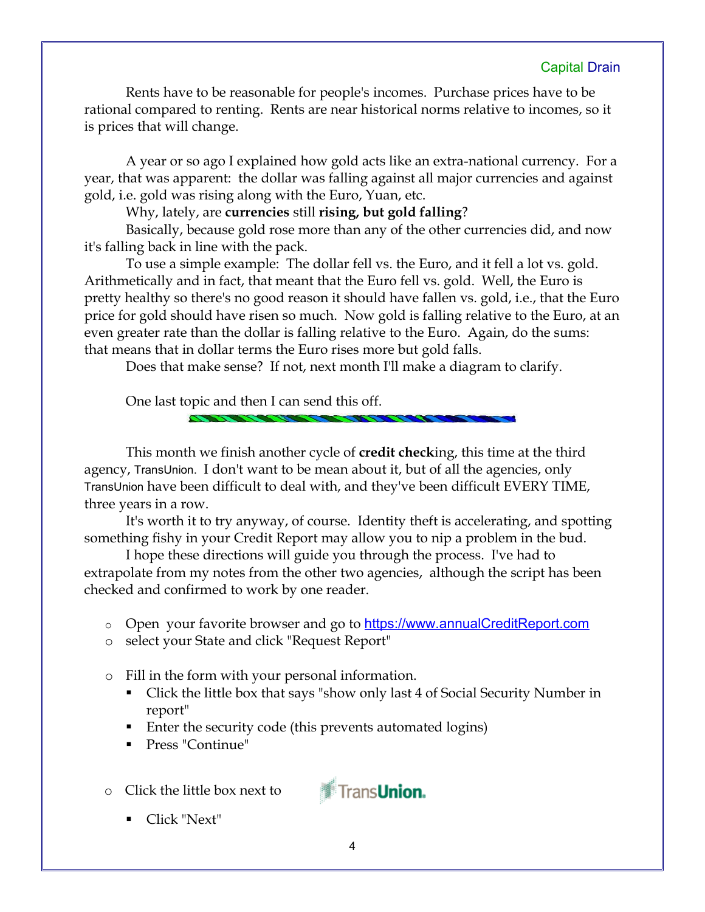Rents have to be reasonable for people's incomes. Purchase prices have to be rational compared to renting. Rents are near historical norms relative to incomes, so it is prices that will change.

A year or so ago I explained how gold acts like an extra-national currency. For a year, that was apparent: the dollar was falling against all major currencies and against gold, i.e. gold was rising along with the Euro, Yuan, etc.

Why, lately, are **currencies** still **rising, but gold falling**?

Basically, because gold rose more than any of the other currencies did, and now it's falling back in line with the pack.

To use a simple example: The dollar fell vs. the Euro, and it fell a lot vs. gold. Arithmetically and in fact, that meant that the Euro fell vs. gold. Well, the Euro is pretty healthy so there's no good reason it should have fallen vs. gold, i.e., that the Euro price for gold should have risen so much. Now gold is falling relative to the Euro, at an even greater rate than the dollar is falling relative to the Euro. Again, do the sums: that means that in dollar terms the Euro rises more but gold falls.

Does that make sense? If not, next month I'll make a diagram to clarify.

One last topic and then I can send this off.

---

This month we finish another cycle of **credit check**ing, this time at the third agency, TransUnion. I don't want to be mean about it, but of all the agencies, only TransUnion have been difficult to deal with, and they've been difficult EVERY TIME, three years in a row.

It's worth it to try anyway, of course. Identity theft is accelerating, and spotting something fishy in your Credit Report may allow you to nip a problem in the bud.

I hope these directions will guide you through the process. I've had to extrapolate from my notes from the other two agencies, although the script has been checked and confirmed to work by one reader.

- Open your favorite browser and go to https://www.annualCreditReport.com
- select your State and click "Request Report"

- Fill in the form with your personal information.
  - Click the little box that says "show only last 4 of Social Security Number in report"
  - Enter the security code (this prevents automated logins)
  - Press "Continue"

- Click the little box next to TransUnion.
  - Click "Next"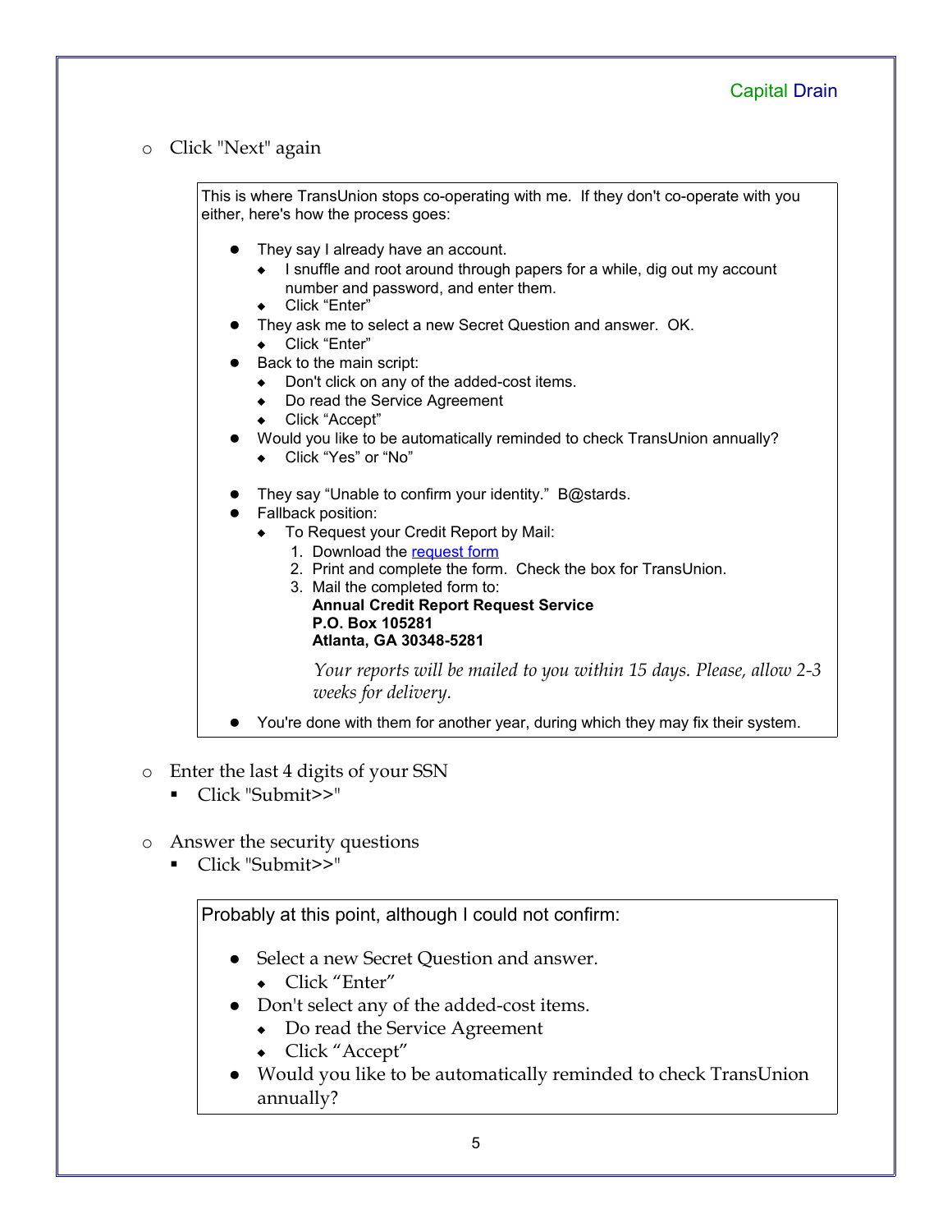- Click "Next" again

> This is where TransUnion stops co-operating with me. If they don't co-operate with you either, here's how the process goes:
>
> - They say I already have an account.
>   - I snuffle and root around through papers for a while, dig out my account number and password, and enter them.
>   - Click "Enter"
> - They ask me to select a new Secret Question and answer. OK.
>   - Click "Enter"
> - Back to the main script:
>   - Don't click on any of the added-cost items.
>   - Do read the Service Agreement
>   - Click "Accept"
> - Would you like to be automatically reminded to check TransUnion annually?
>   - Click "Yes" or "No"
>
> - They say "Unable to confirm your identity." B@stards.
> - Fallback position:
>   - To Request your Credit Report by Mail:
>     1. Download the request form
>     2. Print and complete the form. Check the box for TransUnion.
>     3. Mail the completed form to:
>        **Annual Credit Report Request Service**
>        **P.O. Box 105281**
>        **Atlanta, GA 30348-5281**
>
>        *Your reports will be mailed to you within 15 days. Please, allow 2-3 weeks for delivery.*
> - You're done with them for another year, during which they may fix their system.

- Enter the last 4 digits of your SSN
  - Click "Submit>>"

- Answer the security questions
  - Click "Submit>>"

> Probably at this point, although I could not confirm:
>
> - Select a new Secret Question and answer.
>   - Click "Enter"
> - Don't select any of the added-cost items.
>   - Do read the Service Agreement
>   - Click "Accept"
> - Would you like to be automatically reminded to check TransUnion annually?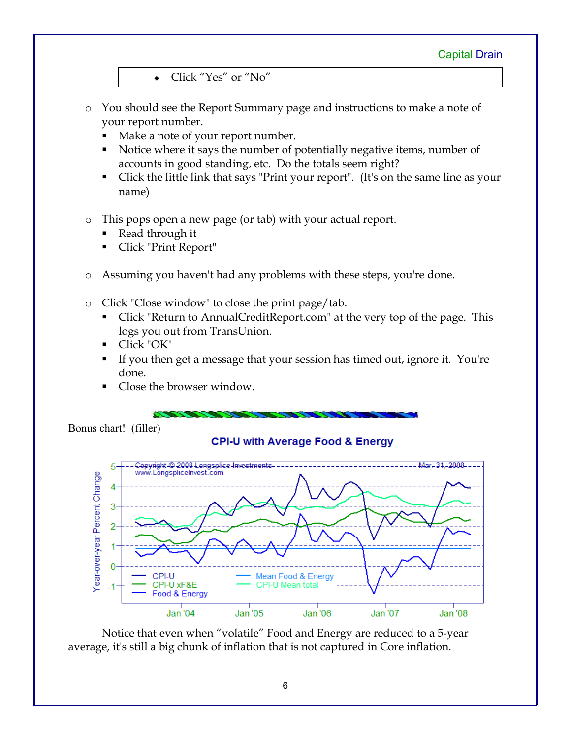- Click “Yes” or “No”

- You should see the Report Summary page and instructions to make a note of your report number.
  - Make a note of your report number.
  - Notice where it says the number of potentially negative items, number of accounts in good standing, etc. Do the totals seem right?
  - Click the little link that says "Print your report". (It's on the same line as your name)

- This pops open a new page (or tab) with your actual report.
  - Read through it
  - Click "Print Report"

- Assuming you haven't had any problems with these steps, you're done.

- Click "Close window" to close the print page/tab.
  - Click "Return to AnnualCreditReport.com" at the very top of the page. This logs you out from TransUnion.
  - Click "OK"
  - If you then get a message that your session has timed out, ignore it. You're done.
  - Close the browser window.

Bonus chart! (filler)

**CPI-U with Average Food & Energy**

Notice that even when “volatile” Food and Energy are reduced to a 5-year average, it's still a big chunk of inflation that is not captured in Core inflation.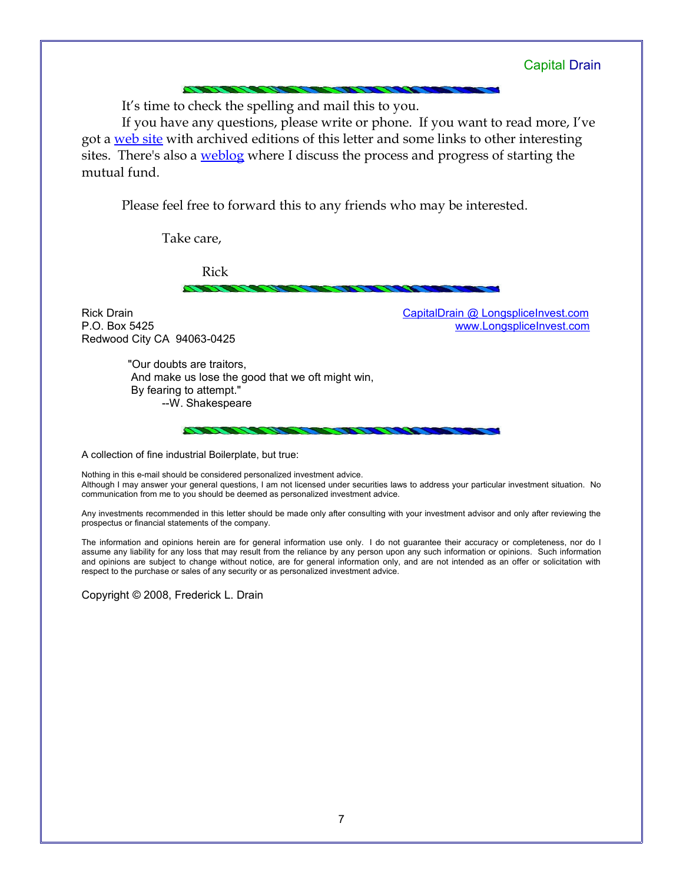It's time to check the spelling and mail this to you.

If you have any questions, please write or phone. If you want to read more, I've got a web site with archived editions of this letter and some links to other interesting sites. There's also a weblog where I discuss the process and progress of starting the mutual fund.

Please feel free to forward this to any friends who may be interested.

Take care,

Rick

Rick Drain
P.O. Box 5425
Redwood City CA 94063-0425

CapitalDrain @ LongspliceInvest.com
www.LongspliceInvest.com

"Our doubts are traitors,
And make us lose the good that we oft might win,
By fearing to attempt."
--W. Shakespeare

A collection of fine industrial Boilerplate, but true:

Nothing in this e-mail should be considered personalized investment advice.
Although I may answer your general questions, I am not licensed under securities laws to address your particular investment situation. No communication from me to you should be deemed as personalized investment advice.

Any investments recommended in this letter should be made only after consulting with your investment advisor and only after reviewing the prospectus or financial statements of the company.

The information and opinions herein are for general information use only. I do not guarantee their accuracy or completeness, nor do I assume any liability for any loss that may result from the reliance by any person upon any such information or opinions. Such information and opinions are subject to change without notice, are for general information only, and are not intended as an offer or solicitation with respect to the purchase or sales of any security or as personalized investment advice.

Copyright © 2008, Frederick L. Drain